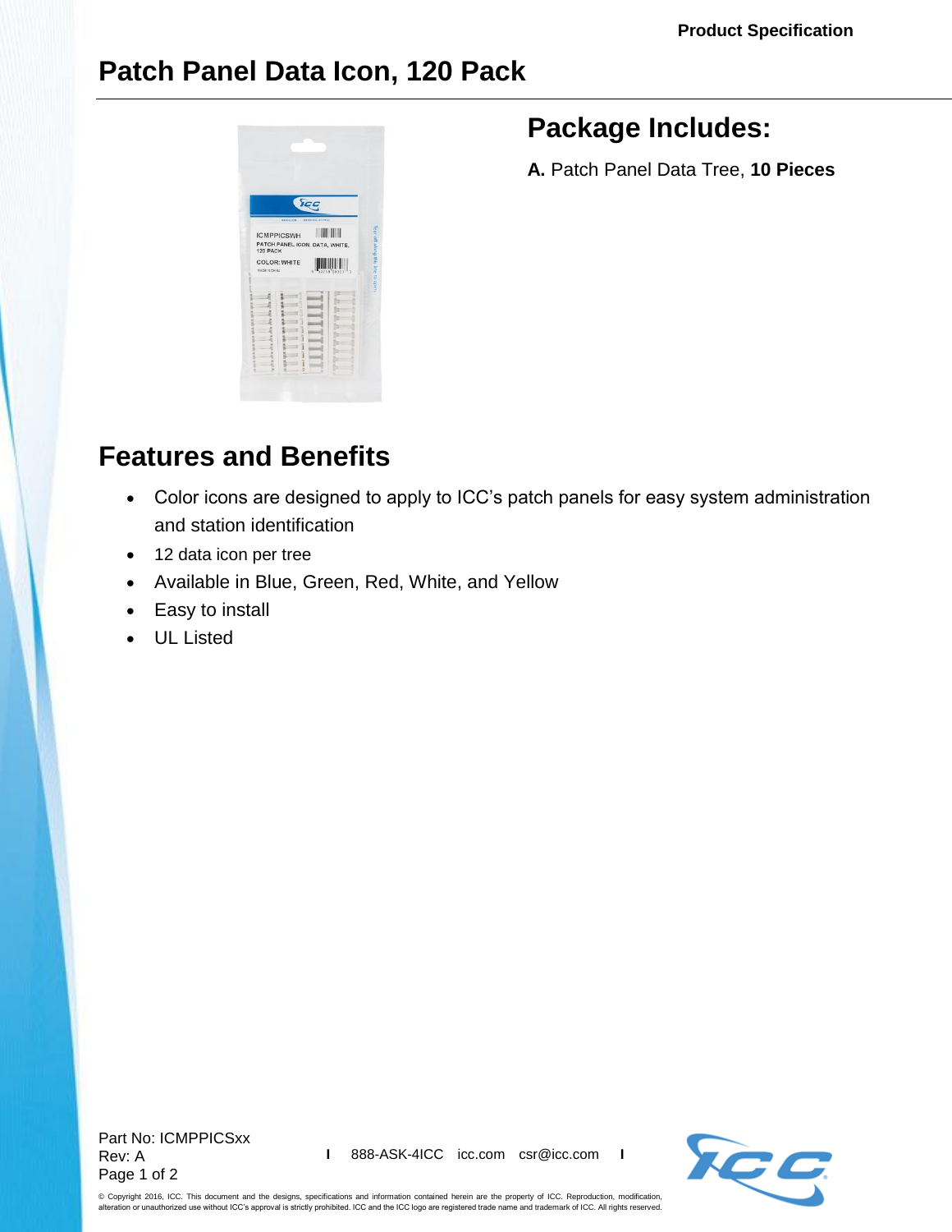Product Specification

# Patch Panel Data Icon, 120 Pack

## Package Includes:

**A.** Patch Panel Data Tree, **10 Pieces**

## Features and Benefits

- Color icons are designed to apply to ICC's patch panels for easy system administration and station identification
- 12 data icon per tree
- Available in Blue, Green, Red, White, and Yellow
- Easy to install
- UL Listed

Part No: ICMPPICSxx
Rev: A

888-ASK-4ICC icc.com csr@icc.com

© Copyright 2016, ICC. This document and the designs, specifications and information contained herein are the property of ICC. Reproduction, modification, alteration or unauthorized use without ICC's approval is strictly prohibited. ICC and the ICC logo are registered trade name and trademark of ICC. All rights reserved.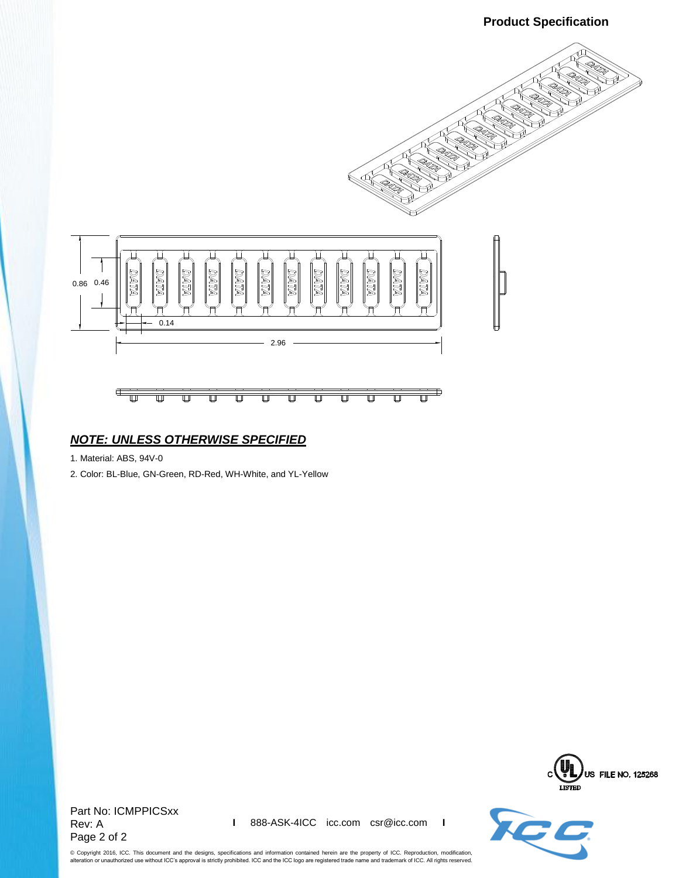Product Specification

0.86

0.46

0.14

2.96

## NOTE: UNLESS OTHERWISE SPECIFIED

1. Material: ABS, 94V-0
2. Color: BL-Blue, GN-Green, RD-Red, WH-White, and YL-Yellow

C US FILE NO. 125268

LISTED

Part No: ICMPPICSxx
Rev: A

888-ASK-4ICC icc.com csr@icc.com

© Copyright 2016, ICC. This document and the designs, specifications and information contained herein are the property of ICC. Reproduction, modification, alteration or unauthorized use without ICC's approval is strictly prohibited. ICC and the ICC logo are registered trade name and trademark of ICC. All rights reserved.